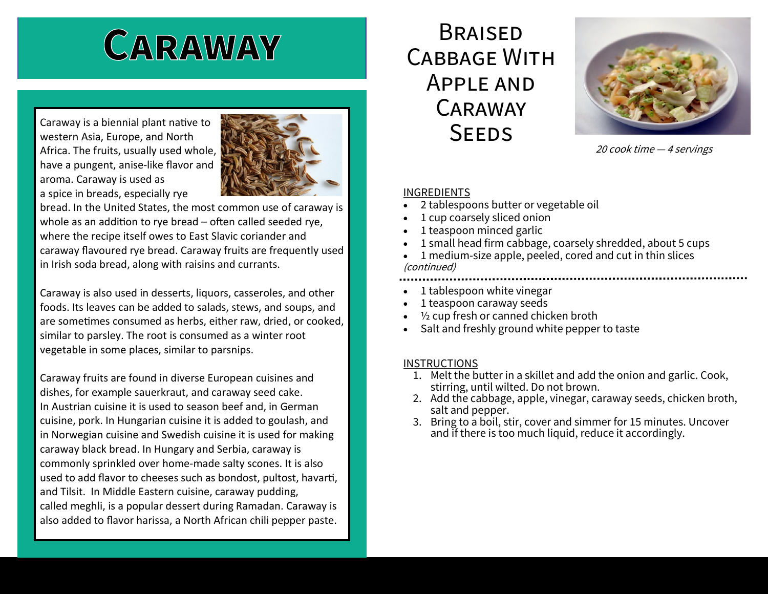# Caraway

Caraway is a biennial plant native to western Asia, Europe, and North Africa. The fruits, usually used whole, have a pungent, anise-like flavor and aroma. Caraway is used as a spice in breads, especially rye bread. In the United States, the most common use of caraway is whole as an addition to rye bread – often called seeded rye, where the recipe itself owes to East Slavic coriander and caraway flavoured rye bread. Caraway fruits are frequently used in Irish soda bread, along with raisins and currants.

Caraway is also used in desserts, liquors, casseroles, and other foods. Its leaves can be added to salads, stews, and soups, and are sometimes consumed as herbs, either raw, dried, or cooked, similar to parsley. The root is consumed as a winter root vegetable in some places, similar to parsnips.

Caraway fruits are found in diverse European cuisines and dishes, for example sauerkraut, and caraway seed cake. In Austrian cuisine it is used to season beef and, in German cuisine, pork. In Hungarian cuisine it is added to goulash, and in Norwegian cuisine and Swedish cuisine it is used for making caraway black bread. In Hungary and Serbia, caraway is commonly sprinkled over home-made salty scones. It is also used to add flavor to cheeses such as bondost, pultost, havarti, and Tilsit. In Middle Eastern cuisine, caraway pudding, called meghli, is a popular dessert during Ramadan. Caraway is also added to flavor harissa, a North African chili pepper paste.

# Braised Cabbage With Apple and Caraway Seeds

*20 cook time — 4 servings*

INGREDIENTS

- 2 tablespoons butter or vegetable oil
- 1 cup coarsely sliced onion
- 1 teaspoon minced garlic
- 1 small head firm cabbage, coarsely shredded, about 5 cups
- 1 medium-size apple, peeled, cored and cut in thin slices

*(continued)*

- 1 tablespoon white vinegar
- 1 teaspoon caraway seeds
- ½ cup fresh or canned chicken broth
- Salt and freshly ground white pepper to taste

INSTRUCTIONS

1. Melt the butter in a skillet and add the onion and garlic. Cook, stirring, until wilted. Do not brown.
2. Add the cabbage, apple, vinegar, caraway seeds, chicken broth, salt and pepper.
3. Bring to a boil, stir, cover and simmer for 15 minutes. Uncover and if there is too much liquid, reduce it accordingly.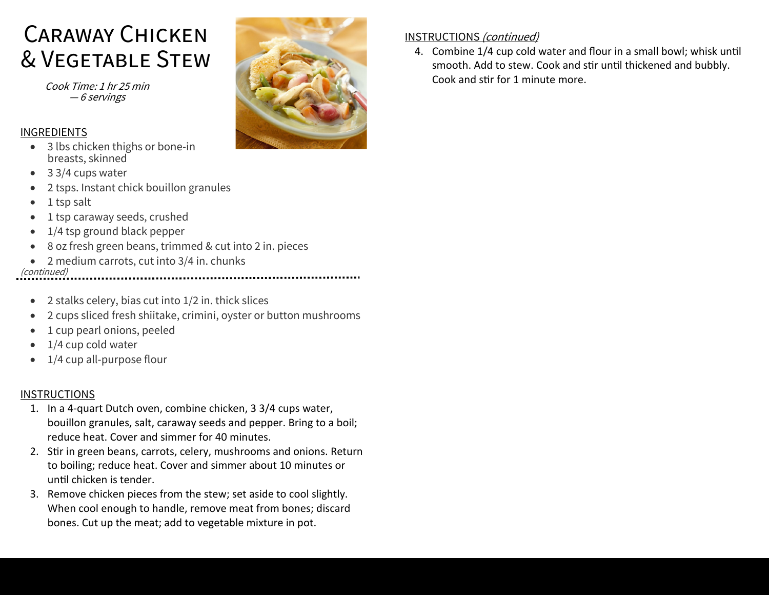# Caraway Chicken & Vegetable Stew

*Cook Time: 1 hr 25 min — 6 servings*

INGREDIENTS

- 3 lbs chicken thighs or bone-in breasts, skinned
- 3 3/4 cups water
- 2 tsps. Instant chick bouillon granules
- 1 tsp salt
- 1 tsp caraway seeds, crushed
- 1/4 tsp ground black pepper
- 8 oz fresh green beans, trimmed & cut into 2 in. pieces
- 2 medium carrots, cut into 3/4 in. chunks

*(continued)*

- 2 stalks celery, bias cut into 1/2 in. thick slices
- 2 cups sliced fresh shiitake, crimini, oyster or button mushrooms
- 1 cup pearl onions, peeled
- 1/4 cup cold water
- 1/4 cup all-purpose flour

INSTRUCTIONS

1. In a 4-quart Dutch oven, combine chicken, 3 3/4 cups water, bouillon granules, salt, caraway seeds and pepper. Bring to a boil; reduce heat. Cover and simmer for 40 minutes.
2. Stir in green beans, carrots, celery, mushrooms and onions. Return to boiling; reduce heat. Cover and simmer about 10 minutes or until chicken is tender.
3. Remove chicken pieces from the stew; set aside to cool slightly. When cool enough to handle, remove meat from bones; discard bones. Cut up the meat; add to vegetable mixture in pot.

INSTRUCTIONS *(continued)*

4. Combine 1/4 cup cold water and flour in a small bowl; whisk until smooth. Add to stew. Cook and stir until thickened and bubbly. Cook and stir for 1 minute more.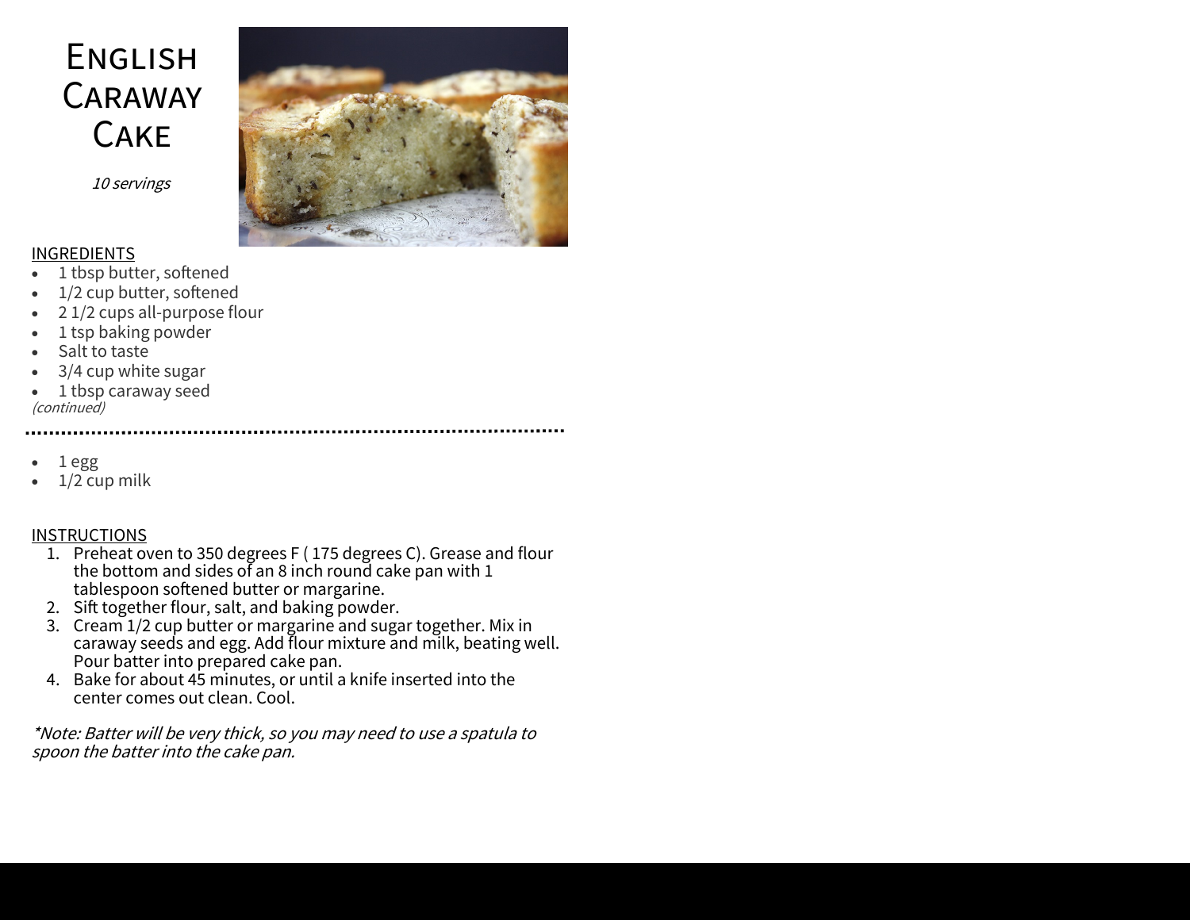# English Caraway Cake

*10 servings*

INGREDIENTS

- 1 tbsp butter, softened
- 1/2 cup butter, softened
- 2 1/2 cups all-purpose flour
- 1 tsp baking powder
- Salt to taste
- 3/4 cup white sugar
- 1 tbsp caraway seed

*(continued)*

- 1 egg
- 1/2 cup milk

INSTRUCTIONS

1. Preheat oven to 350 degrees F ( 175 degrees C). Grease and flour the bottom and sides of an 8 inch round cake pan with 1 tablespoon softened butter or margarine.
2. Sift together flour, salt, and baking powder.
3. Cream 1/2 cup butter or margarine and sugar together. Mix in caraway seeds and egg. Add flour mixture and milk, beating well. Pour batter into prepared cake pan.
4. Bake for about 45 minutes, or until a knife inserted into the center comes out clean. Cool.

**Note: Batter will be very thick, so you may need to use a spatula to spoon the batter into the cake pan.*